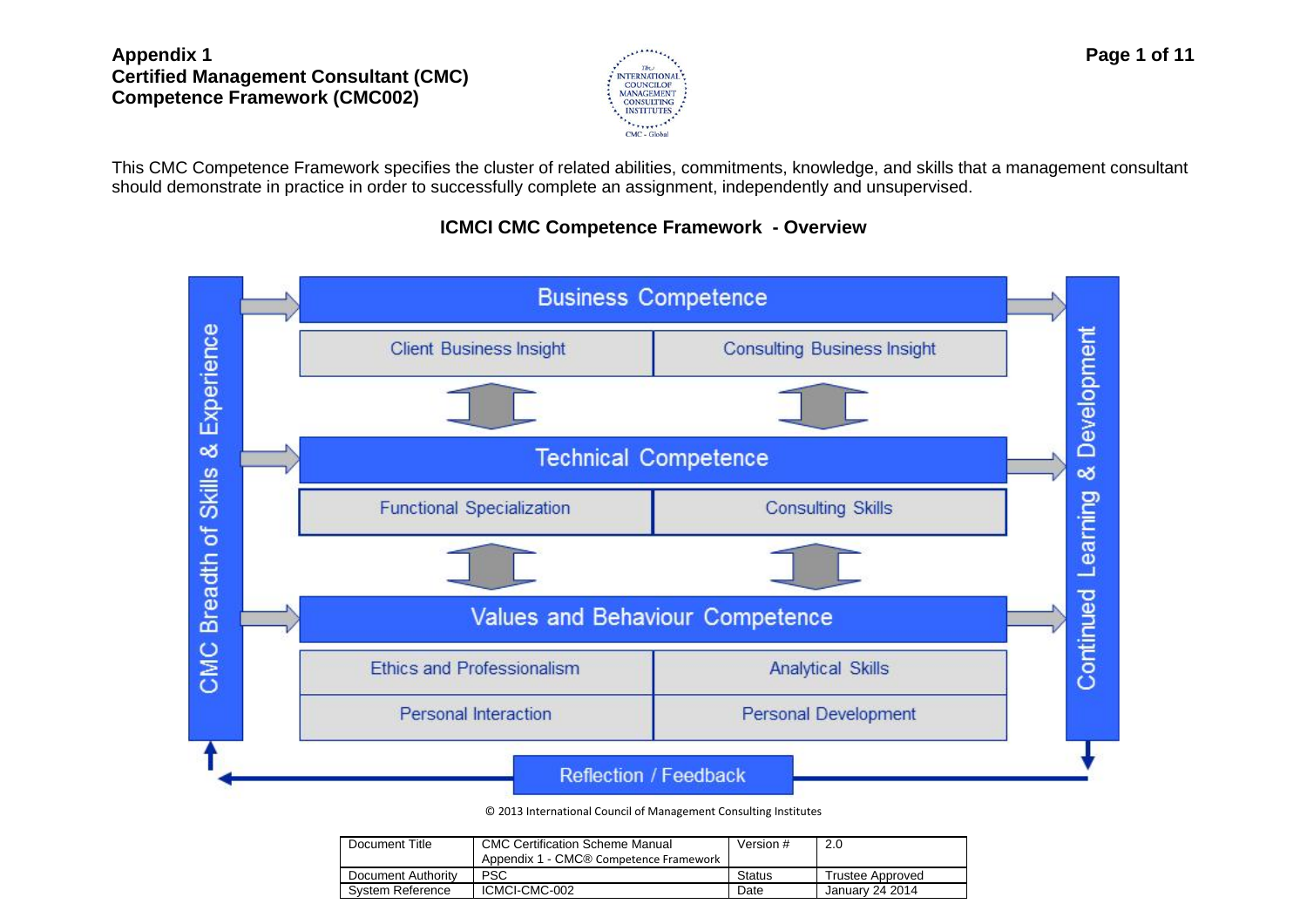**Appendix 1**
**Certified Management Consultant (CMC)**
**Competence Framework (CMC002)**

This CMC Competence Framework specifies the cluster of related abilities, commitments, knowledge, and skills that a management consultant should demonstrate in practice in order to successfully complete an assignment, independently and unsupervised.

## ICMCI CMC Competence Framework - Overview

CMC Breadth of Skills & Experience

**Business Competence**
- Client Business Insight
- Consulting Business Insight

**Technical Competence**
- Functional Specialization
- Consulting Skills

**Values and Behaviour Competence**
- Ethics and Professionalism
- Analytical Skills
- Personal Interaction
- Personal Development

Continued Learning & Development

Reflection / Feedback

© 2013 International Council of Management Consulting Institutes

| Document Title | CMC Certification Scheme Manual Appendix 1 - CMC® Competence Framework | Version # | 2.0 |
|---|---|---|---|
| Document Authority | PSC | Status | Trustee Approved |
| System Reference | ICMCI-CMC-002 | Date | January 24 2014 |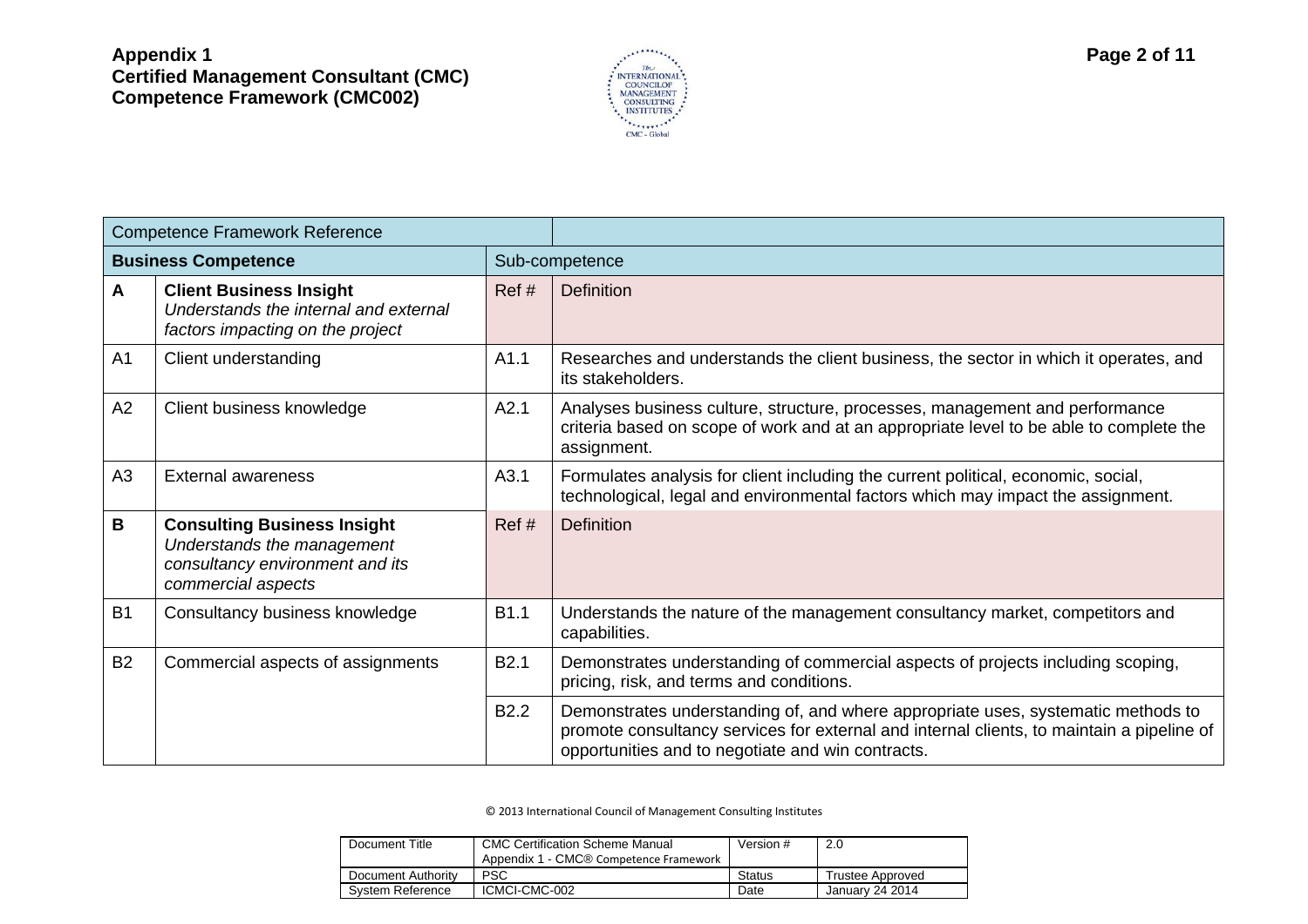| Competence Framework Reference | | | |
|---|---|---|---|
| **Business Competence** | | Sub-competence | |
| **A** | **Client Business Insight** *Understands the internal and external factors impacting on the project* | Ref # | Definition |
| A1 | Client understanding | A1.1 | Researches and understands the client business, the sector in which it operates, and its stakeholders. |
| A2 | Client business knowledge | A2.1 | Analyses business culture, structure, processes, management and performance criteria based on scope of work and at an appropriate level to be able to complete the assignment. |
| A3 | External awareness | A3.1 | Formulates analysis for client including the current political, economic, social, technological, legal and environmental factors which may impact the assignment. |
| **B** | **Consulting Business Insight** *Understands the management consultancy environment and its commercial aspects* | Ref # | Definition |
| B1 | Consultancy business knowledge | B1.1 | Understands the nature of the management consultancy market, competitors and capabilities. |
| B2 | Commercial aspects of assignments | B2.1 | Demonstrates understanding of commercial aspects of projects including scoping, pricing, risk, and terms and conditions. |
| | | B2.2 | Demonstrates understanding of, and where appropriate uses, systematic methods to promote consultancy services for external and internal clients, to maintain a pipeline of opportunities and to negotiate and win contracts. |

© 2013 International Council of Management Consulting Institutes

| Document Title | CMC Certification Scheme Manual Appendix 1 - CMC® Competence Framework | Version # | 2.0 |
|---|---|---|---|
| Document Authority | PSC | Status | Trustee Approved |
| System Reference | ICMCI-CMC-002 | Date | January 24 2014 |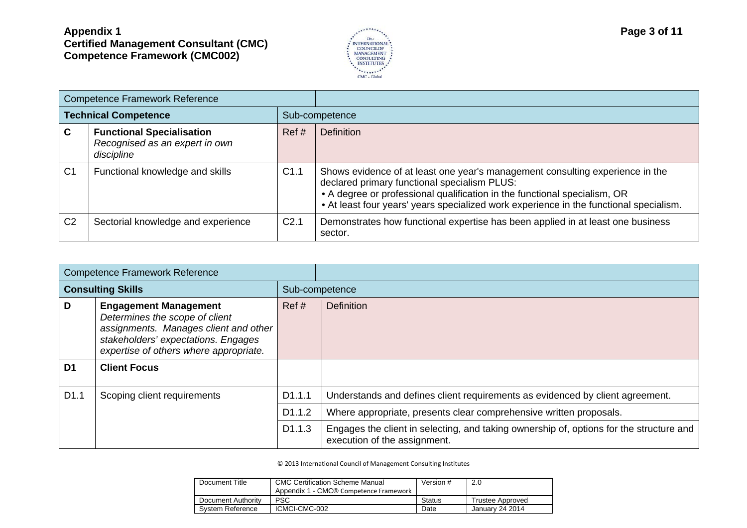| Competence Framework Reference | | | |
|---|---|---|---|
| **Technical Competence** | | Sub-competence | |
| **C** | **Functional Specialisation** *Recognised as an expert in own discipline* | Ref # | Definition |
| C1 | Functional knowledge and skills | C1.1 | Shows evidence of at least one year's management consulting experience in the declared primary functional specialism PLUS: • A degree or professional qualification in the functional specialism, OR • At least four years' years specialized work experience in the functional specialism. |
| C2 | Sectorial knowledge and experience | C2.1 | Demonstrates how functional expertise has been applied in at least one business sector. |

| Competence Framework Reference | | | |
|---|---|---|---|
| **Consulting Skills** | | Sub-competence | |
| **D** | **Engagement Management** *Determines the scope of client assignments. Manages client and other stakeholders' expectations. Engages expertise of others where appropriate.* | Ref # | Definition |
| **D1** | **Client Focus** | | |
| D1.1 | Scoping client requirements | D1.1.1 | Understands and defines client requirements as evidenced by client agreement. |
| | | D1.1.2 | Where appropriate, presents clear comprehensive written proposals. |
| | | D1.1.3 | Engages the client in selecting, and taking ownership of, options for the structure and execution of the assignment. |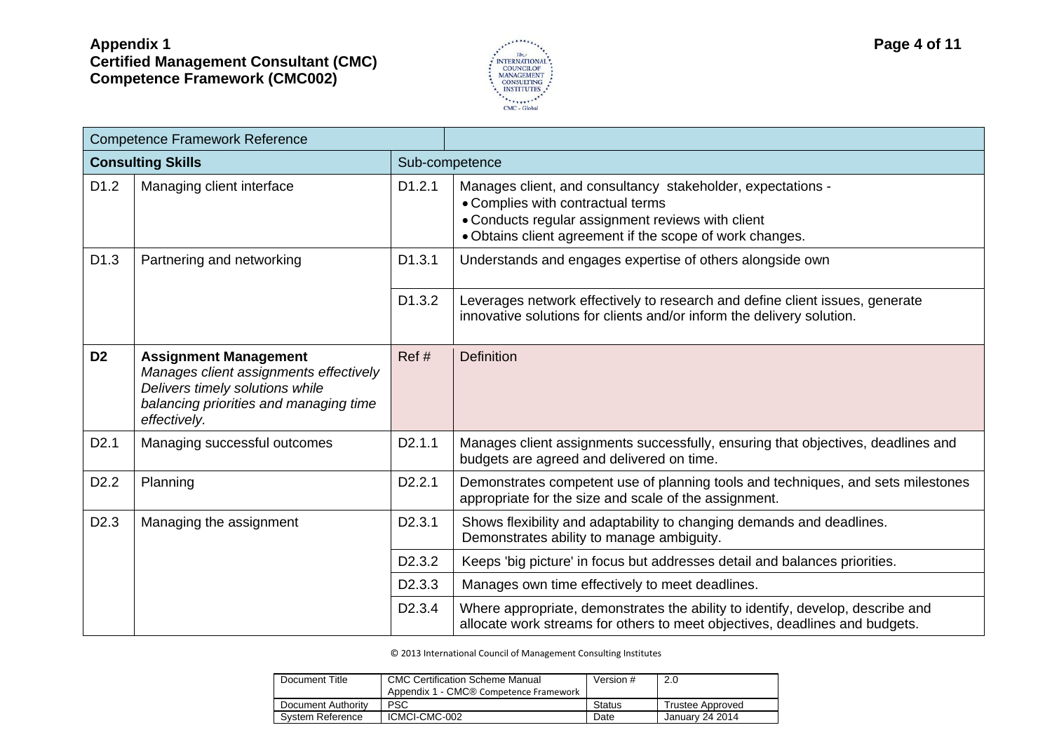**Appendix 1**
**Certified Management Consultant (CMC) Competence Framework (CMC002)**

| Competence Framework Reference | | | |
|---|---|---|---|
| **Consulting Skills** | | Sub-competence | |
| D1.2 | Managing client interface | D1.2.1 | Manages client, and consultancy stakeholder, expectations -<br>• Complies with contractual terms<br>• Conducts regular assignment reviews with client<br>• Obtains client agreement if the scope of work changes. |
| D1.3 | Partnering and networking | D1.3.1 | Understands and engages expertise of others alongside own |
| | | D1.3.2 | Leverages network effectively to research and define client issues, generate innovative solutions for clients and/or inform the delivery solution. |
| **D2** | **Assignment Management**<br>*Manages client assignments effectively Delivers timely solutions while balancing priorities and managing time effectively.* | Ref # | Definition |
| D2.1 | Managing successful outcomes | D2.1.1 | Manages client assignments successfully, ensuring that objectives, deadlines and budgets are agreed and delivered on time. |
| D2.2 | Planning | D2.2.1 | Demonstrates competent use of planning tools and techniques, and sets milestones appropriate for the size and scale of the assignment. |
| D2.3 | Managing the assignment | D2.3.1 | Shows flexibility and adaptability to changing demands and deadlines. Demonstrates ability to manage ambiguity. |
| | | D2.3.2 | Keeps 'big picture' in focus but addresses detail and balances priorities. |
| | | D2.3.3 | Manages own time effectively to meet deadlines. |
| | | D2.3.4 | Where appropriate, demonstrates the ability to identify, develop, describe and allocate work streams for others to meet objectives, deadlines and budgets. |

© 2013 International Council of Management Consulting Institutes

| Document Title | CMC Certification Scheme Manual<br>Appendix 1 - CMC® Competence Framework | Version # | 2.0 |
|---|---|---|---|
| Document Authority | PSC | Status | Trustee Approved |
| System Reference | ICMCI-CMC-002 | Date | January 24 2014 |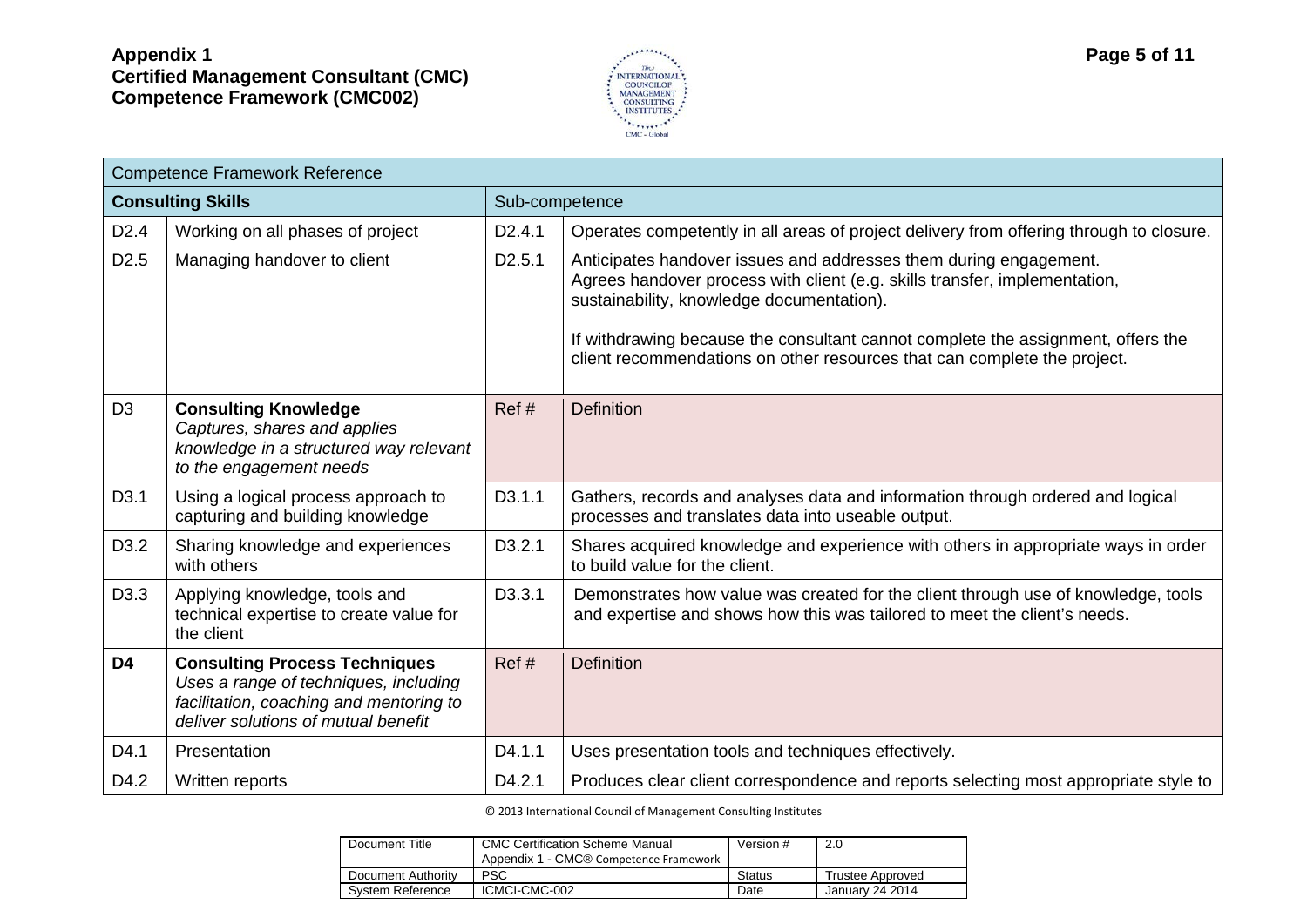| Competence Framework Reference | | | |
|---|---|---|---|
| **Consulting Skills** | | Sub-competence | |
| D2.4 | Working on all phases of project | D2.4.1 | Operates competently in all areas of project delivery from offering through to closure. |
| D2.5 | Managing handover to client | D2.5.1 | Anticipates handover issues and addresses them during engagement. Agrees handover process with client (e.g. skills transfer, implementation, sustainability, knowledge documentation).<br><br>If withdrawing because the consultant cannot complete the assignment, offers the client recommendations on other resources that can complete the project. |
| D3 | **Consulting Knowledge**<br>*Captures, shares and applies knowledge in a structured way relevant to the engagement needs* | Ref # | Definition |
| D3.1 | Using a logical process approach to capturing and building knowledge | D3.1.1 | Gathers, records and analyses data and information through ordered and logical processes and translates data into useable output. |
| D3.2 | Sharing knowledge and experiences with others | D3.2.1 | Shares acquired knowledge and experience with others in appropriate ways in order to build value for the client. |
| D3.3 | Applying knowledge, tools and technical expertise to create value for the client | D3.3.1 | Demonstrates how value was created for the client through use of knowledge, tools and expertise and shows how this was tailored to meet the client's needs. |
| **D4** | **Consulting Process Techniques**<br>*Uses a range of techniques, including facilitation, coaching and mentoring to deliver solutions of mutual benefit* | Ref # | Definition |
| D4.1 | Presentation | D4.1.1 | Uses presentation tools and techniques effectively. |
| D4.2 | Written reports | D4.2.1 | Produces clear client correspondence and reports selecting most appropriate style to |

© 2013 International Council of Management Consulting Institutes

| Document Title | CMC Certification Scheme Manual Appendix 1 - CMC® Competence Framework | Version # | 2.0 |
|---|---|---|---|
| Document Authority | PSC | Status | Trustee Approved |
| System Reference | ICMCI-CMC-002 | Date | January 24 2014 |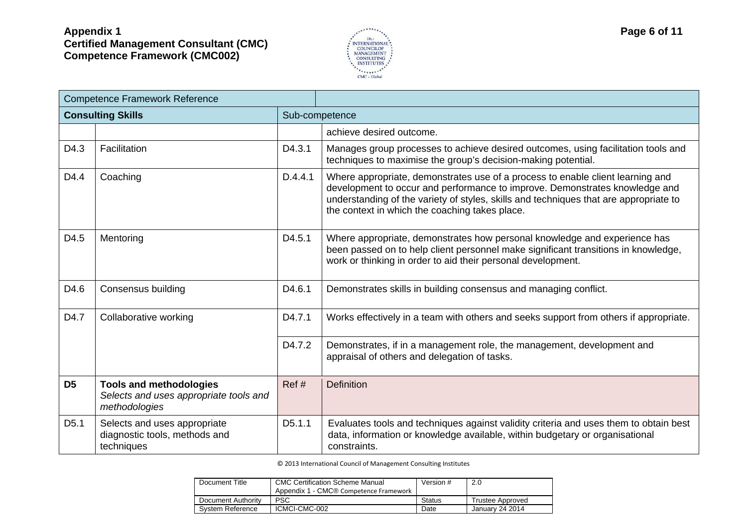| Competence Framework Reference | | | |
|---|---|---|---|
| **Consulting Skills** | | Sub-competence | |
| | | | achieve desired outcome. |
| D4.3 | Facilitation | D4.3.1 | Manages group processes to achieve desired outcomes, using facilitation tools and techniques to maximise the group's decision-making potential. |
| D4.4 | Coaching | D.4.4.1 | Where appropriate, demonstrates use of a process to enable client learning and development to occur and performance to improve. Demonstrates knowledge and understanding of the variety of styles, skills and techniques that are appropriate to the context in which the coaching takes place. |
| D4.5 | Mentoring | D4.5.1 | Where appropriate, demonstrates how personal knowledge and experience has been passed on to help client personnel make significant transitions in knowledge, work or thinking in order to aid their personal development. |
| D4.6 | Consensus building | D4.6.1 | Demonstrates skills in building consensus and managing conflict. |
| D4.7 | Collaborative working | D4.7.1 | Works effectively in a team with others and seeks support from others if appropriate. |
| | | D4.7.2 | Demonstrates, if in a management role, the management, development and appraisal of others and delegation of tasks. |
| **D5** | **Tools and methodologies** *Selects and uses appropriate tools and methodologies* | Ref # | Definition |
| D5.1 | Selects and uses appropriate diagnostic tools, methods and techniques | D5.1.1 | Evaluates tools and techniques against validity criteria and uses them to obtain best data, information or knowledge available, within budgetary or organisational constraints. |

© 2013 International Council of Management Consulting Institutes

| Document Title | CMC Certification Scheme Manual Appendix 1 - CMC® Competence Framework | Version # | 2.0 |
|---|---|---|---|
| Document Authority | PSC | Status | Trustee Approved |
| System Reference | ICMCI-CMC-002 | Date | January 24 2014 |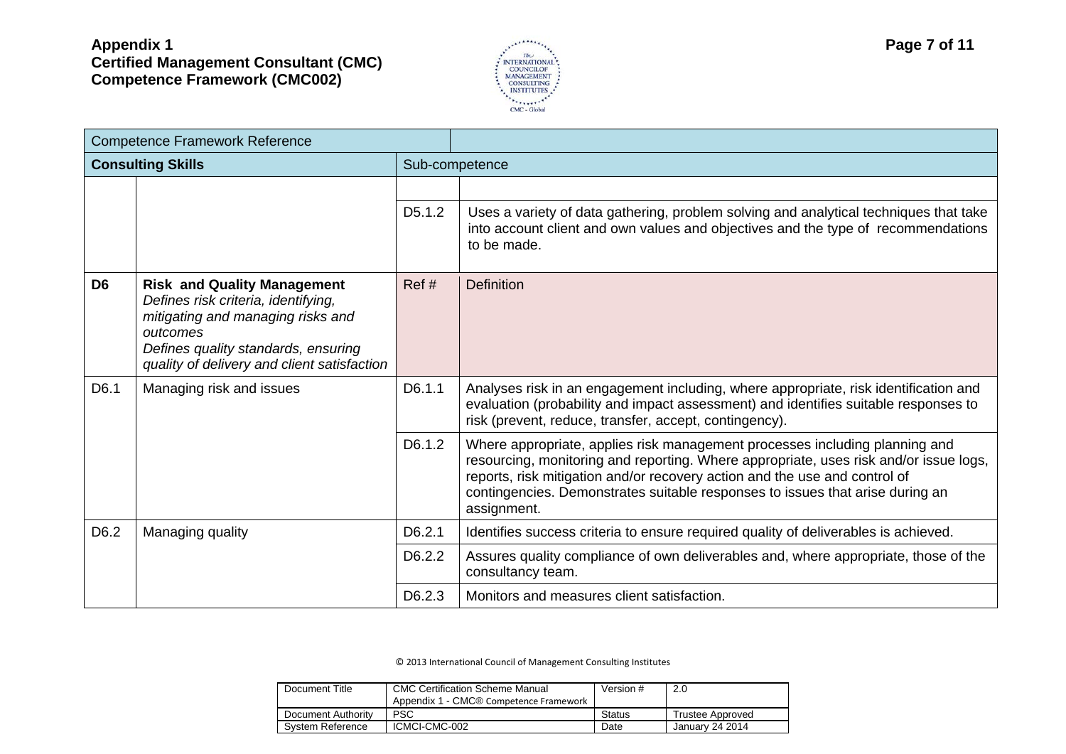| Competence Framework Reference | | | |
|---|---|---|---|
| **Consulting Skills** | | Sub-competence | |
| | | | |
| | | D5.1.2 | Uses a variety of data gathering, problem solving and analytical techniques that take into account client and own values and objectives and the type of recommendations to be made. |
| **D6** | **Risk and Quality Management** *Defines risk criteria, identifying, mitigating and managing risks and outcomes* *Defines quality standards, ensuring quality of delivery and client satisfaction* | Ref # | Definition |
| D6.1 | Managing risk and issues | D6.1.1 | Analyses risk in an engagement including, where appropriate, risk identification and evaluation (probability and impact assessment) and identifies suitable responses to risk (prevent, reduce, transfer, accept, contingency). |
| | | D6.1.2 | Where appropriate, applies risk management processes including planning and resourcing, monitoring and reporting. Where appropriate, uses risk and/or issue logs, reports, risk mitigation and/or recovery action and the use and control of contingencies. Demonstrates suitable responses to issues that arise during an assignment. |
| D6.2 | Managing quality | D6.2.1 | Identifies success criteria to ensure required quality of deliverables is achieved. |
| | | D6.2.2 | Assures quality compliance of own deliverables and, where appropriate, those of the consultancy team. |
| | | D6.2.3 | Monitors and measures client satisfaction. |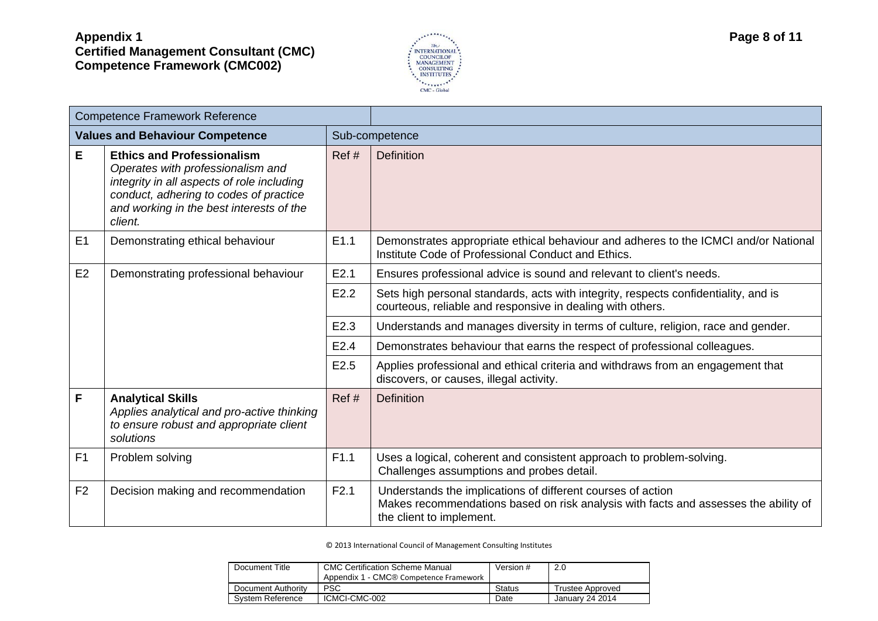| Competence Framework Reference | | | |
|---|---|---|---|
| **Values and Behaviour Competence** | | Sub-competence | |
| **E** | **Ethics and Professionalism** *Operates with professionalism and integrity in all aspects of role including conduct, adhering to codes of practice and working in the best interests of the client.* | Ref # | Definition |
| E1 | Demonstrating ethical behaviour | E1.1 | Demonstrates appropriate ethical behaviour and adheres to the ICMCI and/or National Institute Code of Professional Conduct and Ethics. |
| E2 | Demonstrating professional behaviour | E2.1 | Ensures professional advice is sound and relevant to client's needs. |
| | | E2.2 | Sets high personal standards, acts with integrity, respects confidentiality, and is courteous, reliable and responsive in dealing with others. |
| | | E2.3 | Understands and manages diversity in terms of culture, religion, race and gender. |
| | | E2.4 | Demonstrates behaviour that earns the respect of professional colleagues. |
| | | E2.5 | Applies professional and ethical criteria and withdraws from an engagement that discovers, or causes, illegal activity. |
| **F** | **Analytical Skills** *Applies analytical and pro-active thinking to ensure robust and appropriate client solutions* | Ref # | Definition |
| F1 | Problem solving | F1.1 | Uses a logical, coherent and consistent approach to problem-solving. Challenges assumptions and probes detail. |
| F2 | Decision making and recommendation | F2.1 | Understands the implications of different courses of action Makes recommendations based on risk analysis with facts and assesses the ability of the client to implement. |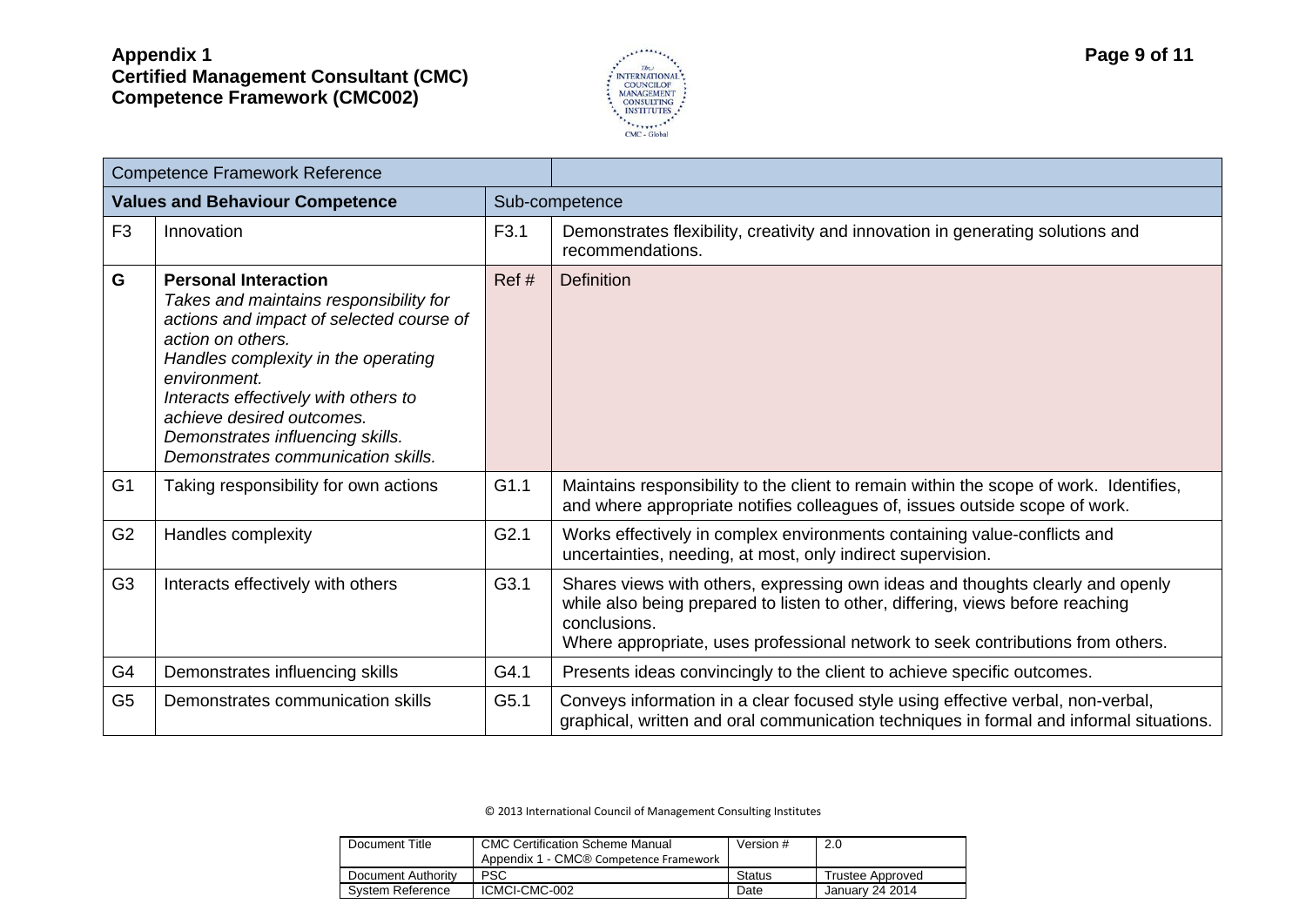**Appendix 1**
**Certified Management Consultant (CMC) Competence Framework (CMC002)**

| Competence Framework Reference | | | |
|---|---|---|---|
| **Values and Behaviour Competence** | | Sub-competence | |
| F3 | Innovation | F3.1 | Demonstrates flexibility, creativity and innovation in generating solutions and recommendations. |
| **G** | **Personal Interaction** *Takes and maintains responsibility for actions and impact of selected course of action on others. Handles complexity in the operating environment. Interacts effectively with others to achieve desired outcomes. Demonstrates influencing skills. Demonstrates communication skills.* | Ref # | Definition |
| G1 | Taking responsibility for own actions | G1.1 | Maintains responsibility to the client to remain within the scope of work. Identifies, and where appropriate notifies colleagues of, issues outside scope of work. |
| G2 | Handles complexity | G2.1 | Works effectively in complex environments containing value-conflicts and uncertainties, needing, at most, only indirect supervision. |
| G3 | Interacts effectively with others | G3.1 | Shares views with others, expressing own ideas and thoughts clearly and openly while also being prepared to listen to other, differing, views before reaching conclusions. Where appropriate, uses professional network to seek contributions from others. |
| G4 | Demonstrates influencing skills | G4.1 | Presents ideas convincingly to the client to achieve specific outcomes. |
| G5 | Demonstrates communication skills | G5.1 | Conveys information in a clear focused style using effective verbal, non-verbal, graphical, written and oral communication techniques in formal and informal situations. |

© 2013 International Council of Management Consulting Institutes

| Document Title | CMC Certification Scheme Manual Appendix 1 - CMC® Competence Framework | Version # | 2.0 |
|---|---|---|---|
| Document Authority | PSC | Status | Trustee Approved |
| System Reference | ICMCI-CMC-002 | Date | January 24 2014 |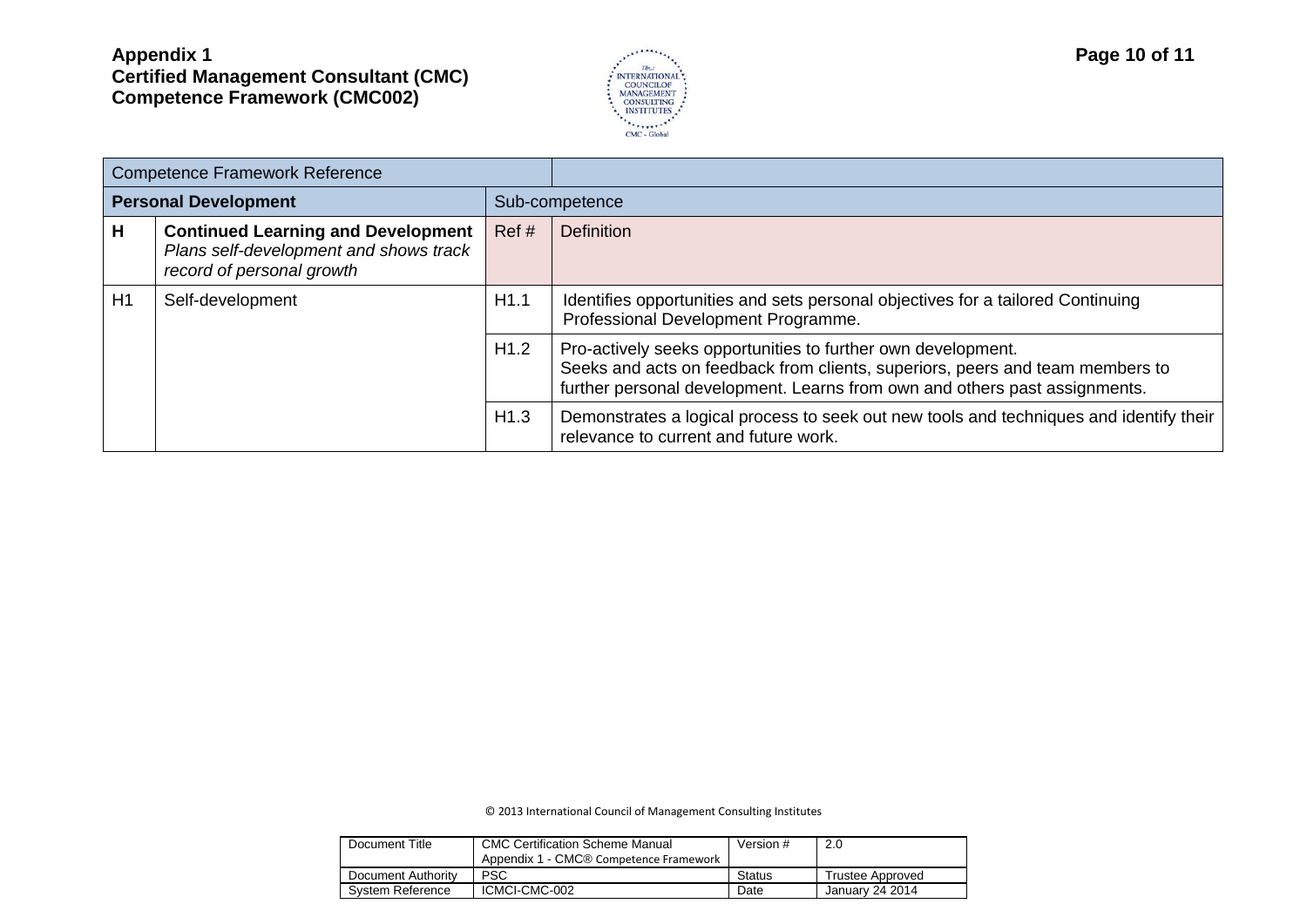| Competence Framework Reference | | | |
|---|---|---|---|
| **Personal Development** | | Sub-competence | |
| **H** | **Continued Learning and Development** *Plans self-development and shows track record of personal growth* | Ref # | Definition |
| H1 | Self-development | H1.1 | Identifies opportunities and sets personal objectives for a tailored Continuing Professional Development Programme. |
| | | H1.2 | Pro-actively seeks opportunities to further own development. Seeks and acts on feedback from clients, superiors, peers and team members to further personal development. Learns from own and others past assignments. |
| | | H1.3 | Demonstrates a logical process to seek out new tools and techniques and identify their relevance to current and future work. |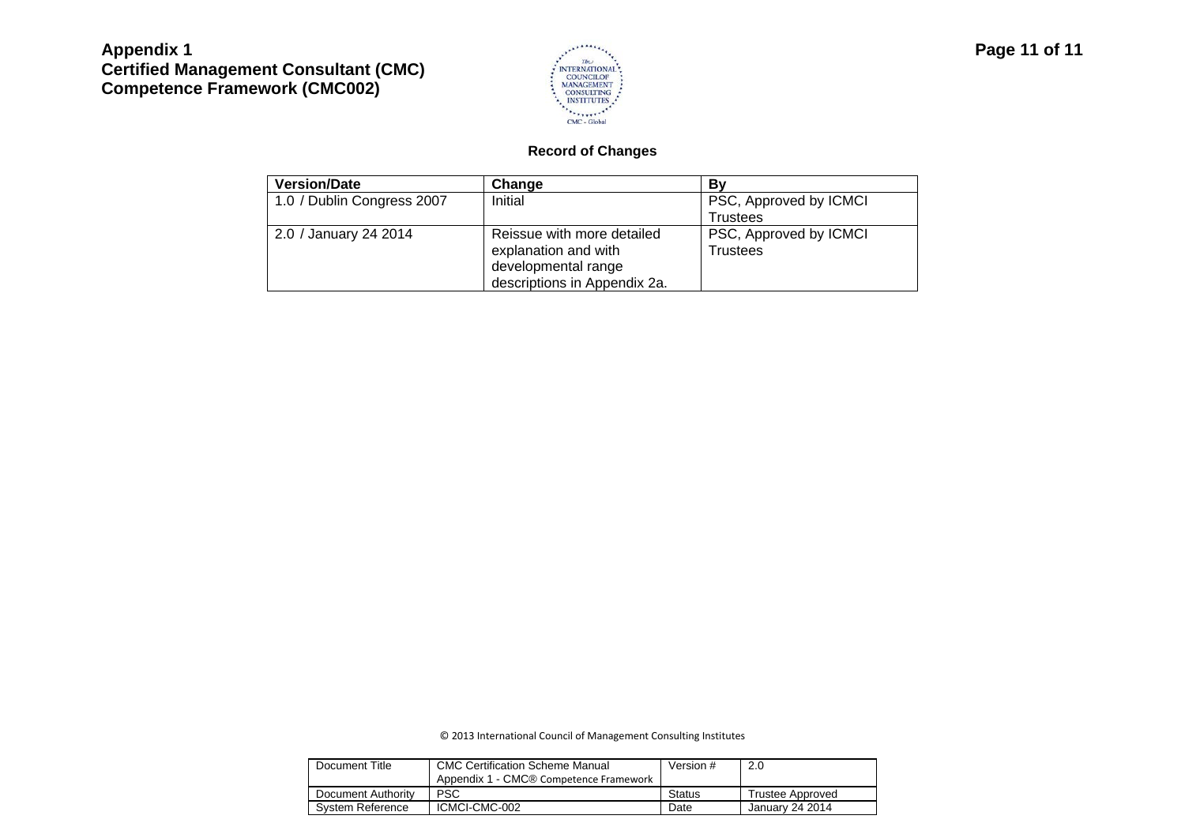**Record of Changes**

| Version/Date | Change | By |
|---|---|---|
| 1.0 / Dublin Congress 2007 | Initial | PSC, Approved by ICMCI Trustees |
| 2.0 / January 24 2014 | Reissue with more detailed explanation and with developmental range descriptions in Appendix 2a. | PSC, Approved by ICMCI Trustees |